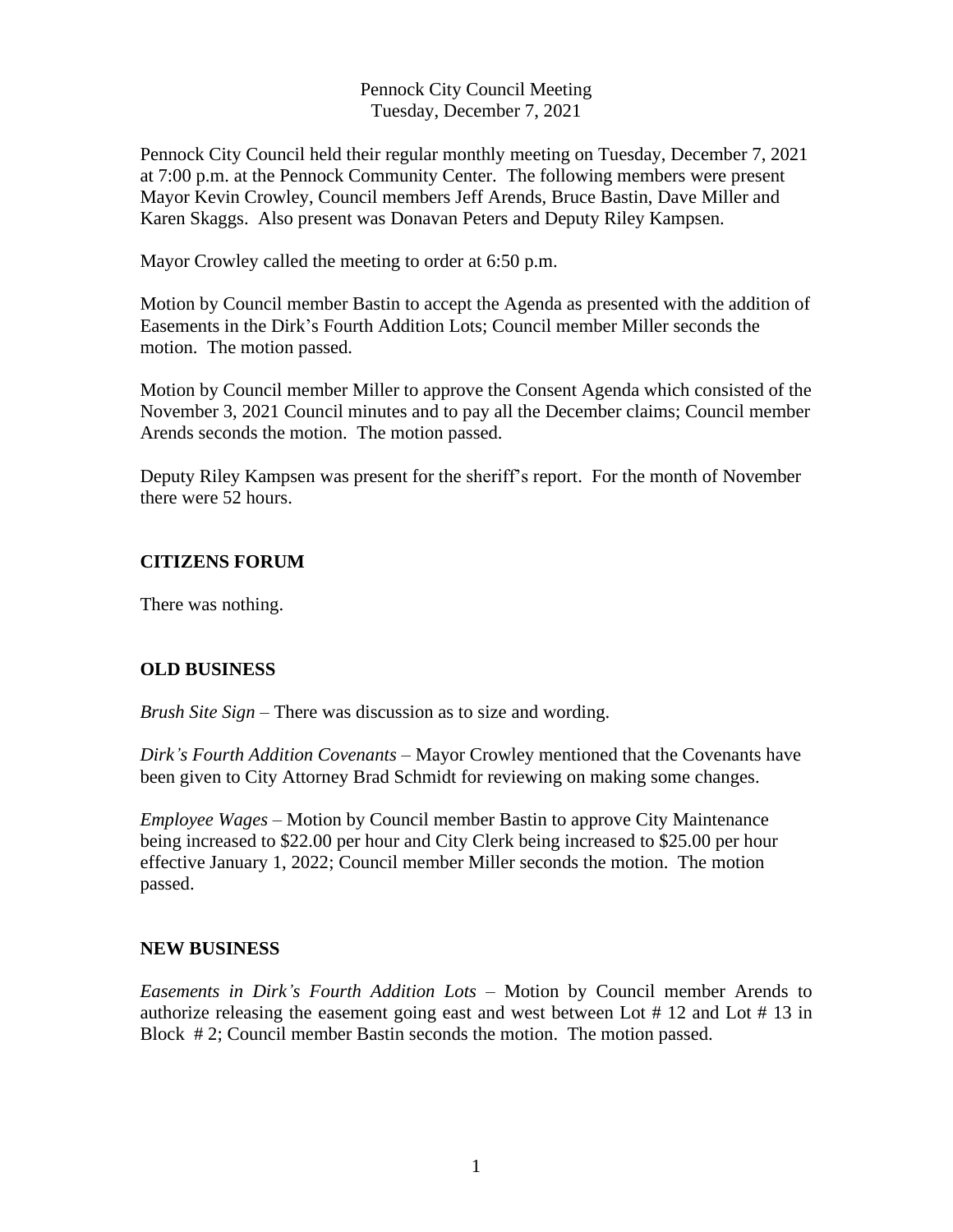Pennock City Council Meeting
Tuesday, December 7, 2021

Pennock City Council held their regular monthly meeting on Tuesday, December 7, 2021 at 7:00 p.m. at the Pennock Community Center. The following members were present Mayor Kevin Crowley, Council members Jeff Arends, Bruce Bastin, Dave Miller and Karen Skaggs. Also present was Donavan Peters and Deputy Riley Kampsen.

Mayor Crowley called the meeting to order at 6:50 p.m.

Motion by Council member Bastin to accept the Agenda as presented with the addition of Easements in the Dirk's Fourth Addition Lots; Council member Miller seconds the motion. The motion passed.

Motion by Council member Miller to approve the Consent Agenda which consisted of the November 3, 2021 Council minutes and to pay all the December claims; Council member Arends seconds the motion. The motion passed.

Deputy Riley Kampsen was present for the sheriff's report. For the month of November there were 52 hours.

**CITIZENS FORUM**

There was nothing.

**OLD BUSINESS**

*Brush Site Sign* – There was discussion as to size and wording.

*Dirk's Fourth Addition Covenants* – Mayor Crowley mentioned that the Covenants have been given to City Attorney Brad Schmidt for reviewing on making some changes.

*Employee Wages* – Motion by Council member Bastin to approve City Maintenance being increased to $22.00 per hour and City Clerk being increased to $25.00 per hour effective January 1, 2022; Council member Miller seconds the motion. The motion passed.

**NEW BUSINESS**

*Easements in Dirk's Fourth Addition Lots* – Motion by Council member Arends to authorize releasing the easement going east and west between Lot # 12 and Lot # 13 in Block # 2; Council member Bastin seconds the motion. The motion passed.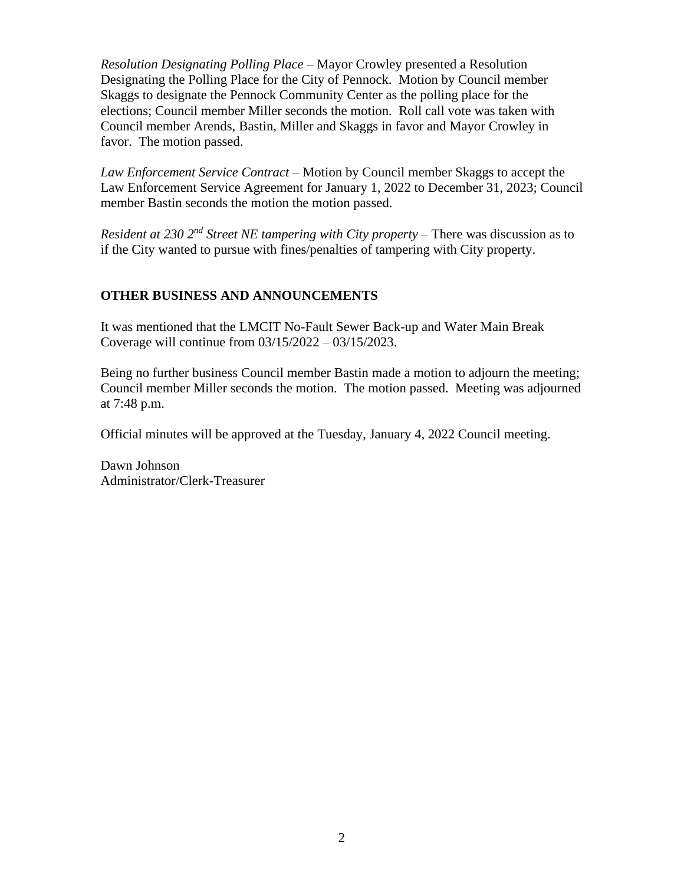*Resolution Designating Polling Place* – Mayor Crowley presented a Resolution Designating the Polling Place for the City of Pennock. Motion by Council member Skaggs to designate the Pennock Community Center as the polling place for the elections; Council member Miller seconds the motion. Roll call vote was taken with Council member Arends, Bastin, Miller and Skaggs in favor and Mayor Crowley in favor. The motion passed.

*Law Enforcement Service Contract* – Motion by Council member Skaggs to accept the Law Enforcement Service Agreement for January 1, 2022 to December 31, 2023; Council member Bastin seconds the motion the motion passed.

*Resident at 230 2nd Street NE tampering with City property* – There was discussion as to if the City wanted to pursue with fines/penalties of tampering with City property.

**OTHER BUSINESS AND ANNOUNCEMENTS**

It was mentioned that the LMCIT No-Fault Sewer Back-up and Water Main Break Coverage will continue from 03/15/2022 – 03/15/2023.

Being no further business Council member Bastin made a motion to adjourn the meeting; Council member Miller seconds the motion. The motion passed. Meeting was adjourned at 7:48 p.m.

Official minutes will be approved at the Tuesday, January 4, 2022 Council meeting.

Dawn Johnson
Administrator/Clerk-Treasurer